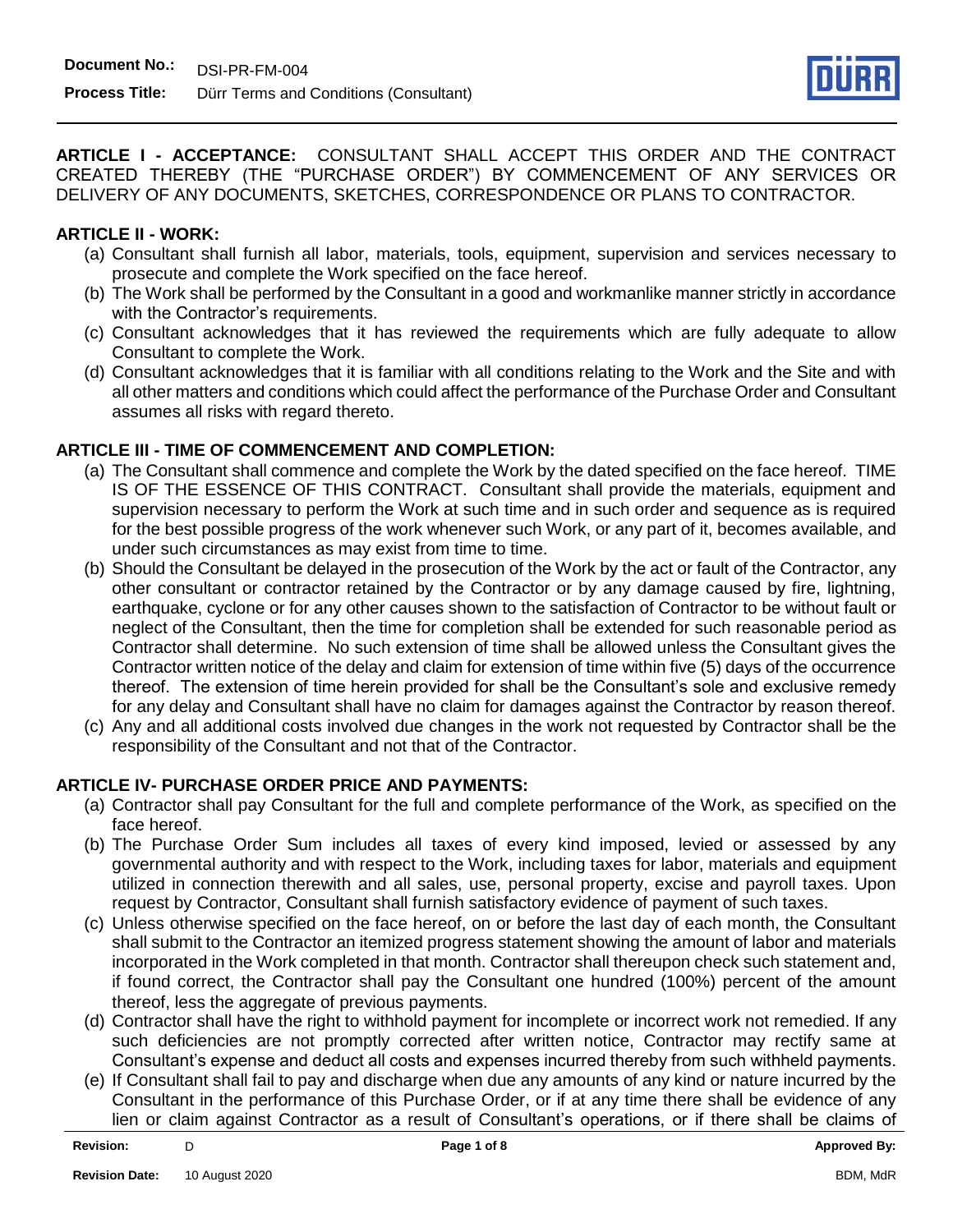**ARTICLE I - ACCEPTANCE:** CONSULTANT SHALL ACCEPT THIS ORDER AND THE CONTRACT CREATED THEREBY (THE "PURCHASE ORDER") BY COMMENCEMENT OF ANY SERVICES OR DELIVERY OF ANY DOCUMENTS, SKETCHES, CORRESPONDENCE OR PLANS TO CONTRACTOR.

**ARTICLE II - WORK:**

(a) Consultant shall furnish all labor, materials, tools, equipment, supervision and services necessary to prosecute and complete the Work specified on the face hereof.

(b) The Work shall be performed by the Consultant in a good and workmanlike manner strictly in accordance with the Contractor's requirements.

(c) Consultant acknowledges that it has reviewed the requirements which are fully adequate to allow Consultant to complete the Work.

(d) Consultant acknowledges that it is familiar with all conditions relating to the Work and the Site and with all other matters and conditions which could affect the performance of the Purchase Order and Consultant assumes all risks with regard thereto.

**ARTICLE III - TIME OF COMMENCEMENT AND COMPLETION:**

(a) The Consultant shall commence and complete the Work by the dated specified on the face hereof. TIME IS OF THE ESSENCE OF THIS CONTRACT. Consultant shall provide the materials, equipment and supervision necessary to perform the Work at such time and in such order and sequence as is required for the best possible progress of the work whenever such Work, or any part of it, becomes available, and under such circumstances as may exist from time to time.

(b) Should the Consultant be delayed in the prosecution of the Work by the act or fault of the Contractor, any other consultant or contractor retained by the Contractor or by any damage caused by fire, lightning, earthquake, cyclone or for any other causes shown to the satisfaction of Contractor to be without fault or neglect of the Consultant, then the time for completion shall be extended for such reasonable period as Contractor shall determine. No such extension of time shall be allowed unless the Consultant gives the Contractor written notice of the delay and claim for extension of time within five (5) days of the occurrence thereof. The extension of time herein provided for shall be the Consultant's sole and exclusive remedy for any delay and Consultant shall have no claim for damages against the Contractor by reason thereof.

(c) Any and all additional costs involved due changes in the work not requested by Contractor shall be the responsibility of the Consultant and not that of the Contractor.

**ARTICLE IV- PURCHASE ORDER PRICE AND PAYMENTS:**

(a) Contractor shall pay Consultant for the full and complete performance of the Work, as specified on the face hereof.

(b) The Purchase Order Sum includes all taxes of every kind imposed, levied or assessed by any governmental authority and with respect to the Work, including taxes for labor, materials and equipment utilized in connection therewith and all sales, use, personal property, excise and payroll taxes. Upon request by Contractor, Consultant shall furnish satisfactory evidence of payment of such taxes.

(c) Unless otherwise specified on the face hereof, on or before the last day of each month, the Consultant shall submit to the Contractor an itemized progress statement showing the amount of labor and materials incorporated in the Work completed in that month. Contractor shall thereupon check such statement and, if found correct, the Contractor shall pay the Consultant one hundred (100%) percent of the amount thereof, less the aggregate of previous payments.

(d) Contractor shall have the right to withhold payment for incomplete or incorrect work not remedied. If any such deficiencies are not promptly corrected after written notice, Contractor may rectify same at Consultant's expense and deduct all costs and expenses incurred thereby from such withheld payments.

(e) If Consultant shall fail to pay and discharge when due any amounts of any kind or nature incurred by the Consultant in the performance of this Purchase Order, or if at any time there shall be evidence of any lien or claim against Contractor as a result of Consultant's operations, or if there shall be claims of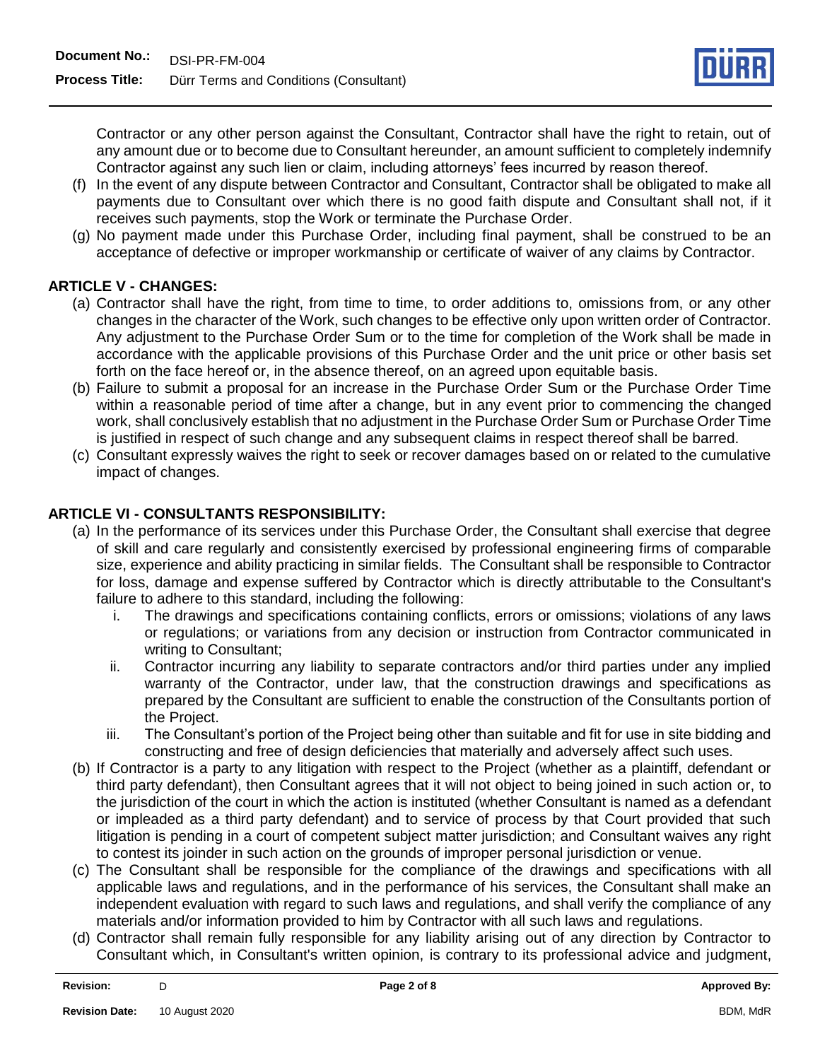Contractor or any other person against the Consultant, Contractor shall have the right to retain, out of any amount due or to become due to Consultant hereunder, an amount sufficient to completely indemnify Contractor against any such lien or claim, including attorneys' fees incurred by reason thereof.

(f) In the event of any dispute between Contractor and Consultant, Contractor shall be obligated to make all payments due to Consultant over which there is no good faith dispute and Consultant shall not, if it receives such payments, stop the Work or terminate the Purchase Order.

(g) No payment made under this Purchase Order, including final payment, shall be construed to be an acceptance of defective or improper workmanship or certificate of waiver of any claims by Contractor.

## ARTICLE V - CHANGES:

(a) Contractor shall have the right, from time to time, to order additions to, omissions from, or any other changes in the character of the Work, such changes to be effective only upon written order of Contractor. Any adjustment to the Purchase Order Sum or to the time for completion of the Work shall be made in accordance with the applicable provisions of this Purchase Order and the unit price or other basis set forth on the face hereof or, in the absence thereof, on an agreed upon equitable basis.

(b) Failure to submit a proposal for an increase in the Purchase Order Sum or the Purchase Order Time within a reasonable period of time after a change, but in any event prior to commencing the changed work, shall conclusively establish that no adjustment in the Purchase Order Sum or Purchase Order Time is justified in respect of such change and any subsequent claims in respect thereof shall be barred.

(c) Consultant expressly waives the right to seek or recover damages based on or related to the cumulative impact of changes.

## ARTICLE VI - CONSULTANTS RESPONSIBILITY:

(a) In the performance of its services under this Purchase Order, the Consultant shall exercise that degree of skill and care regularly and consistently exercised by professional engineering firms of comparable size, experience and ability practicing in similar fields. The Consultant shall be responsible to Contractor for loss, damage and expense suffered by Contractor which is directly attributable to the Consultant's failure to adhere to this standard, including the following:

   i. The drawings and specifications containing conflicts, errors or omissions; violations of any laws or regulations; or variations from any decision or instruction from Contractor communicated in writing to Consultant;

   ii. Contractor incurring any liability to separate contractors and/or third parties under any implied warranty of the Contractor, under law, that the construction drawings and specifications as prepared by the Consultant are sufficient to enable the construction of the Consultants portion of the Project.

   iii. The Consultant's portion of the Project being other than suitable and fit for use in site bidding and constructing and free of design deficiencies that materially and adversely affect such uses.

(b) If Contractor is a party to any litigation with respect to the Project (whether as a plaintiff, defendant or third party defendant), then Consultant agrees that it will not object to being joined in such action or, to the jurisdiction of the court in which the action is instituted (whether Consultant is named as a defendant or impleaded as a third party defendant) and to service of process by that Court provided that such litigation is pending in a court of competent subject matter jurisdiction; and Consultant waives any right to contest its joinder in such action on the grounds of improper personal jurisdiction or venue.

(c) The Consultant shall be responsible for the compliance of the drawings and specifications with all applicable laws and regulations, and in the performance of his services, the Consultant shall make an independent evaluation with regard to such laws and regulations, and shall verify the compliance of any materials and/or information provided to him by Contractor with all such laws and regulations.

(d) Contractor shall remain fully responsible for any liability arising out of any direction by Contractor to Consultant which, in Consultant's written opinion, is contrary to its professional advice and judgment,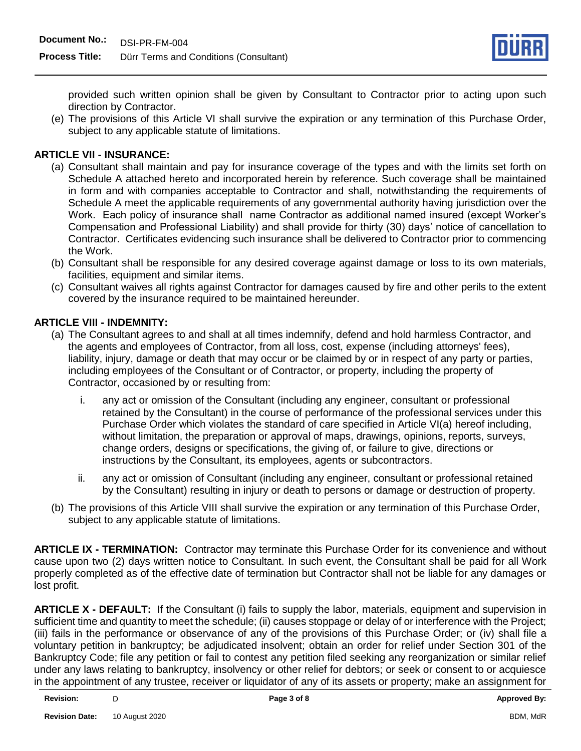provided such written opinion shall be given by Consultant to Contractor prior to acting upon such direction by Contractor.

(e) The provisions of this Article VI shall survive the expiration or any termination of this Purchase Order, subject to any applicable statute of limitations.

**ARTICLE VII - INSURANCE:**

(a) Consultant shall maintain and pay for insurance coverage of the types and with the limits set forth on Schedule A attached hereto and incorporated herein by reference. Such coverage shall be maintained in form and with companies acceptable to Contractor and shall, notwithstanding the requirements of Schedule A meet the applicable requirements of any governmental authority having jurisdiction over the Work. Each policy of insurance shall name Contractor as additional named insured (except Worker's Compensation and Professional Liability) and shall provide for thirty (30) days' notice of cancellation to Contractor. Certificates evidencing such insurance shall be delivered to Contractor prior to commencing the Work.

(b) Consultant shall be responsible for any desired coverage against damage or loss to its own materials, facilities, equipment and similar items.

(c) Consultant waives all rights against Contractor for damages caused by fire and other perils to the extent covered by the insurance required to be maintained hereunder.

**ARTICLE VIII - INDEMNITY:**

(a) The Consultant agrees to and shall at all times indemnify, defend and hold harmless Contractor, and the agents and employees of Contractor, from all loss, cost, expense (including attorneys' fees), liability, injury, damage or death that may occur or be claimed by or in respect of any party or parties, including employees of the Consultant or of Contractor, or property, including the property of Contractor, occasioned by or resulting from:

   i. any act or omission of the Consultant (including any engineer, consultant or professional retained by the Consultant) in the course of performance of the professional services under this Purchase Order which violates the standard of care specified in Article VI(a) hereof including, without limitation, the preparation or approval of maps, drawings, opinions, reports, surveys, change orders, designs or specifications, the giving of, or failure to give, directions or instructions by the Consultant, its employees, agents or subcontractors.

   ii. any act or omission of Consultant (including any engineer, consultant or professional retained by the Consultant) resulting in injury or death to persons or damage or destruction of property.

(b) The provisions of this Article VIII shall survive the expiration or any termination of this Purchase Order, subject to any applicable statute of limitations.

**ARTICLE IX - TERMINATION:** Contractor may terminate this Purchase Order for its convenience and without cause upon two (2) days written notice to Consultant. In such event, the Consultant shall be paid for all Work properly completed as of the effective date of termination but Contractor shall not be liable for any damages or lost profit.

**ARTICLE X - DEFAULT:** If the Consultant (i) fails to supply the labor, materials, equipment and supervision in sufficient time and quantity to meet the schedule; (ii) causes stoppage or delay of or interference with the Project; (iii) fails in the performance or observance of any of the provisions of this Purchase Order; or (iv) shall file a voluntary petition in bankruptcy; be adjudicated insolvent; obtain an order for relief under Section 301 of the Bankruptcy Code; file any petition or fail to contest any petition filed seeking any reorganization or similar relief under any laws relating to bankruptcy, insolvency or other relief for debtors; or seek or consent to or acquiesce in the appointment of any trustee, receiver or liquidator of any of its assets or property; make an assignment for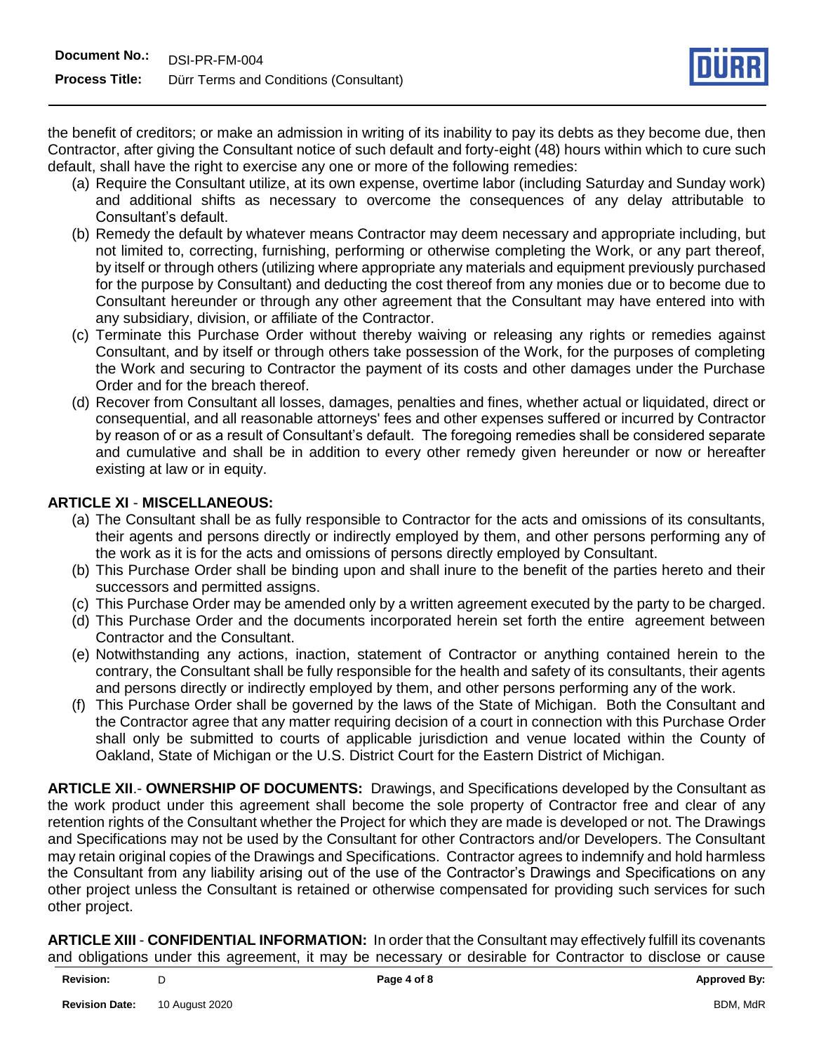the benefit of creditors; or make an admission in writing of its inability to pay its debts as they become due, then Contractor, after giving the Consultant notice of such default and forty-eight (48) hours within which to cure such default, shall have the right to exercise any one or more of the following remedies:

(a) Require the Consultant utilize, at its own expense, overtime labor (including Saturday and Sunday work) and additional shifts as necessary to overcome the consequences of any delay attributable to Consultant's default.

(b) Remedy the default by whatever means Contractor may deem necessary and appropriate including, but not limited to, correcting, furnishing, performing or otherwise completing the Work, or any part thereof, by itself or through others (utilizing where appropriate any materials and equipment previously purchased for the purpose by Consultant) and deducting the cost thereof from any monies due or to become due to Consultant hereunder or through any other agreement that the Consultant may have entered into with any subsidiary, division, or affiliate of the Contractor.

(c) Terminate this Purchase Order without thereby waiving or releasing any rights or remedies against Consultant, and by itself or through others take possession of the Work, for the purposes of completing the Work and securing to Contractor the payment of its costs and other damages under the Purchase Order and for the breach thereof.

(d) Recover from Consultant all losses, damages, penalties and fines, whether actual or liquidated, direct or consequential, and all reasonable attorneys' fees and other expenses suffered or incurred by Contractor by reason of or as a result of Consultant's default. The foregoing remedies shall be considered separate and cumulative and shall be in addition to every other remedy given hereunder or now or hereafter existing at law or in equity.

**ARTICLE XI** - **MISCELLANEOUS:**

(a) The Consultant shall be as fully responsible to Contractor for the acts and omissions of its consultants, their agents and persons directly or indirectly employed by them, and other persons performing any of the work as it is for the acts and omissions of persons directly employed by Consultant.

(b) This Purchase Order shall be binding upon and shall inure to the benefit of the parties hereto and their successors and permitted assigns.

(c) This Purchase Order may be amended only by a written agreement executed by the party to be charged.

(d) This Purchase Order and the documents incorporated herein set forth the entire agreement between Contractor and the Consultant.

(e) Notwithstanding any actions, inaction, statement of Contractor or anything contained herein to the contrary, the Consultant shall be fully responsible for the health and safety of its consultants, their agents and persons directly or indirectly employed by them, and other persons performing any of the work.

(f) This Purchase Order shall be governed by the laws of the State of Michigan. Both the Consultant and the Contractor agree that any matter requiring decision of a court in connection with this Purchase Order shall only be submitted to courts of applicable jurisdiction and venue located within the County of Oakland, State of Michigan or the U.S. District Court for the Eastern District of Michigan.

**ARTICLE XII**.- **OWNERSHIP OF DOCUMENTS:** Drawings, and Specifications developed by the Consultant as the work product under this agreement shall become the sole property of Contractor free and clear of any retention rights of the Consultant whether the Project for which they are made is developed or not. The Drawings and Specifications may not be used by the Consultant for other Contractors and/or Developers. The Consultant may retain original copies of the Drawings and Specifications. Contractor agrees to indemnify and hold harmless the Consultant from any liability arising out of the use of the Contractor's Drawings and Specifications on any other project unless the Consultant is retained or otherwise compensated for providing such services for such other project.

**ARTICLE XIII** - **CONFIDENTIAL INFORMATION:** In order that the Consultant may effectively fulfill its covenants and obligations under this agreement, it may be necessary or desirable for Contractor to disclose or cause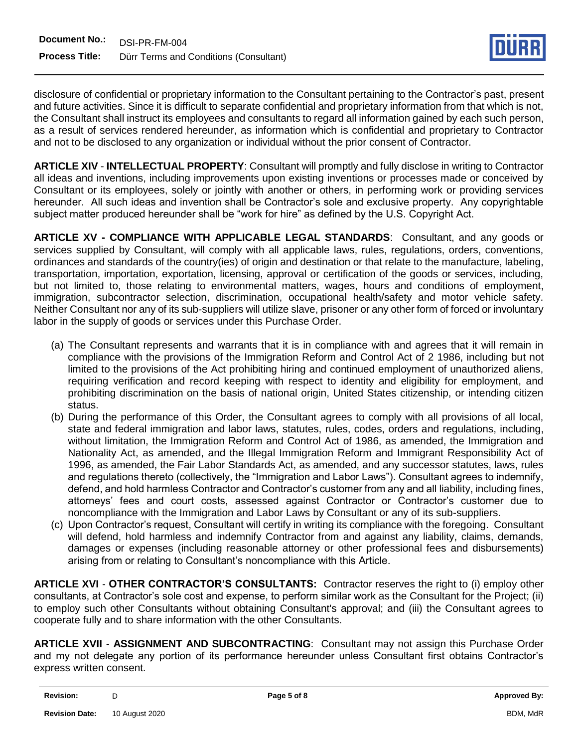disclosure of confidential or proprietary information to the Consultant pertaining to the Contractor's past, present and future activities. Since it is difficult to separate confidential and proprietary information from that which is not, the Consultant shall instruct its employees and consultants to regard all information gained by each such person, as a result of services rendered hereunder, as information which is confidential and proprietary to Contractor and not to be disclosed to any organization or individual without the prior consent of Contractor.

**ARTICLE XIV** - **INTELLECTUAL PROPERTY**: Consultant will promptly and fully disclose in writing to Contractor all ideas and inventions, including improvements upon existing inventions or processes made or conceived by Consultant or its employees, solely or jointly with another or others, in performing work or providing services hereunder. All such ideas and invention shall be Contractor's sole and exclusive property. Any copyrightable subject matter produced hereunder shall be "work for hire" as defined by the U.S. Copyright Act.

**ARTICLE XV - COMPLIANCE WITH APPLICABLE LEGAL STANDARDS**: Consultant, and any goods or services supplied by Consultant, will comply with all applicable laws, rules, regulations, orders, conventions, ordinances and standards of the country(ies) of origin and destination or that relate to the manufacture, labeling, transportation, importation, exportation, licensing, approval or certification of the goods or services, including, but not limited to, those relating to environmental matters, wages, hours and conditions of employment, immigration, subcontractor selection, discrimination, occupational health/safety and motor vehicle safety. Neither Consultant nor any of its sub-suppliers will utilize slave, prisoner or any other form of forced or involuntary labor in the supply of goods or services under this Purchase Order.

(a) The Consultant represents and warrants that it is in compliance with and agrees that it will remain in compliance with the provisions of the Immigration Reform and Control Act of 2 1986, including but not limited to the provisions of the Act prohibiting hiring and continued employment of unauthorized aliens, requiring verification and record keeping with respect to identity and eligibility for employment, and prohibiting discrimination on the basis of national origin, United States citizenship, or intending citizen status.

(b) During the performance of this Order, the Consultant agrees to comply with all provisions of all local, state and federal immigration and labor laws, statutes, rules, codes, orders and regulations, including, without limitation, the Immigration Reform and Control Act of 1986, as amended, the Immigration and Nationality Act, as amended, and the Illegal Immigration Reform and Immigrant Responsibility Act of 1996, as amended, the Fair Labor Standards Act, as amended, and any successor statutes, laws, rules and regulations thereto (collectively, the "Immigration and Labor Laws"). Consultant agrees to indemnify, defend, and hold harmless Contractor and Contractor's customer from any and all liability, including fines, attorneys' fees and court costs, assessed against Contractor or Contractor's customer due to noncompliance with the Immigration and Labor Laws by Consultant or any of its sub-suppliers.

(c) Upon Contractor's request, Consultant will certify in writing its compliance with the foregoing. Consultant will defend, hold harmless and indemnify Contractor from and against any liability, claims, demands, damages or expenses (including reasonable attorney or other professional fees and disbursements) arising from or relating to Consultant's noncompliance with this Article.

**ARTICLE XVI** - **OTHER CONTRACTOR'S CONSULTANTS:** Contractor reserves the right to (i) employ other consultants, at Contractor's sole cost and expense, to perform similar work as the Consultant for the Project; (ii) to employ such other Consultants without obtaining Consultant's approval; and (iii) the Consultant agrees to cooperate fully and to share information with the other Consultants.

**ARTICLE XVII** - **ASSIGNMENT AND SUBCONTRACTING**: Consultant may not assign this Purchase Order and my not delegate any portion of its performance hereunder unless Consultant first obtains Contractor's express written consent.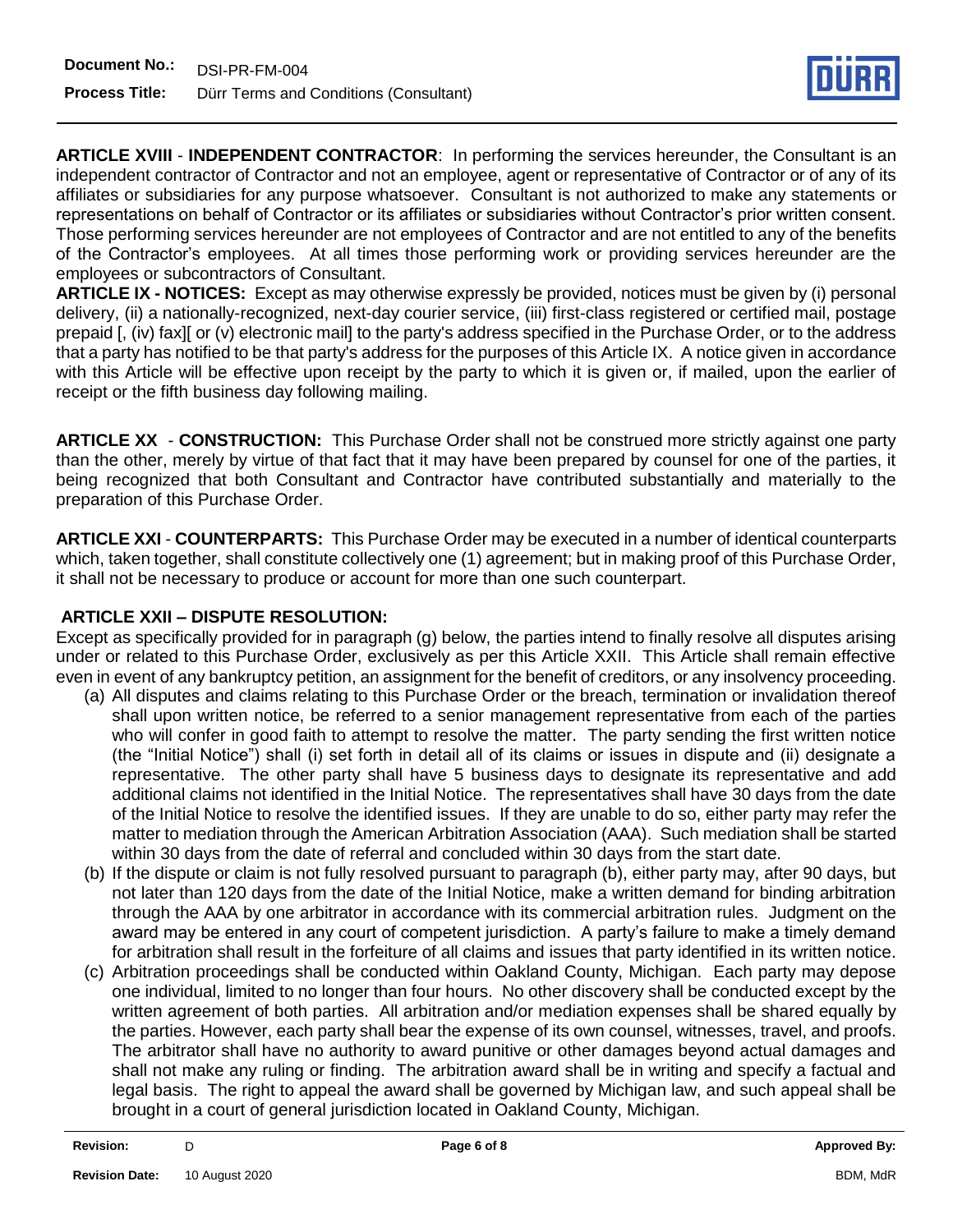**ARTICLE XVIII** - **INDEPENDENT CONTRACTOR**: In performing the services hereunder, the Consultant is an independent contractor of Contractor and not an employee, agent or representative of Contractor or of any of its affiliates or subsidiaries for any purpose whatsoever. Consultant is not authorized to make any statements or representations on behalf of Contractor or its affiliates or subsidiaries without Contractor's prior written consent. Those performing services hereunder are not employees of Contractor and are not entitled to any of the benefits of the Contractor's employees. At all times those performing work or providing services hereunder are the employees or subcontractors of Consultant.

**ARTICLE IX - NOTICES:** Except as may otherwise expressly be provided, notices must be given by (i) personal delivery, (ii) a nationally-recognized, next-day courier service, (iii) first-class registered or certified mail, postage prepaid [, (iv) fax][ or (v) electronic mail] to the party's address specified in the Purchase Order, or to the address that a party has notified to be that party's address for the purposes of this Article IX. A notice given in accordance with this Article will be effective upon receipt by the party to which it is given or, if mailed, upon the earlier of receipt or the fifth business day following mailing.

**ARTICLE XX** - **CONSTRUCTION:** This Purchase Order shall not be construed more strictly against one party than the other, merely by virtue of that fact that it may have been prepared by counsel for one of the parties, it being recognized that both Consultant and Contractor have contributed substantially and materially to the preparation of this Purchase Order.

**ARTICLE XXI** - **COUNTERPARTS:** This Purchase Order may be executed in a number of identical counterparts which, taken together, shall constitute collectively one (1) agreement; but in making proof of this Purchase Order, it shall not be necessary to produce or account for more than one such counterpart.

**ARTICLE XXII – DISPUTE RESOLUTION:**

Except as specifically provided for in paragraph (g) below, the parties intend to finally resolve all disputes arising under or related to this Purchase Order, exclusively as per this Article XXII. This Article shall remain effective even in event of any bankruptcy petition, an assignment for the benefit of creditors, or any insolvency proceeding.

(a) All disputes and claims relating to this Purchase Order or the breach, termination or invalidation thereof shall upon written notice, be referred to a senior management representative from each of the parties who will confer in good faith to attempt to resolve the matter. The party sending the first written notice (the "Initial Notice") shall (i) set forth in detail all of its claims or issues in dispute and (ii) designate a representative. The other party shall have 5 business days to designate its representative and add additional claims not identified in the Initial Notice. The representatives shall have 30 days from the date of the Initial Notice to resolve the identified issues. If they are unable to do so, either party may refer the matter to mediation through the American Arbitration Association (AAA). Such mediation shall be started within 30 days from the date of referral and concluded within 30 days from the start date.

(b) If the dispute or claim is not fully resolved pursuant to paragraph (b), either party may, after 90 days, but not later than 120 days from the date of the Initial Notice, make a written demand for binding arbitration through the AAA by one arbitrator in accordance with its commercial arbitration rules. Judgment on the award may be entered in any court of competent jurisdiction. A party's failure to make a timely demand for arbitration shall result in the forfeiture of all claims and issues that party identified in its written notice.

(c) Arbitration proceedings shall be conducted within Oakland County, Michigan. Each party may depose one individual, limited to no longer than four hours. No other discovery shall be conducted except by the written agreement of both parties. All arbitration and/or mediation expenses shall be shared equally by the parties. However, each party shall bear the expense of its own counsel, witnesses, travel, and proofs. The arbitrator shall have no authority to award punitive or other damages beyond actual damages and shall not make any ruling or finding. The arbitration award shall be in writing and specify a factual and legal basis. The right to appeal the award shall be governed by Michigan law, and such appeal shall be brought in a court of general jurisdiction located in Oakland County, Michigan.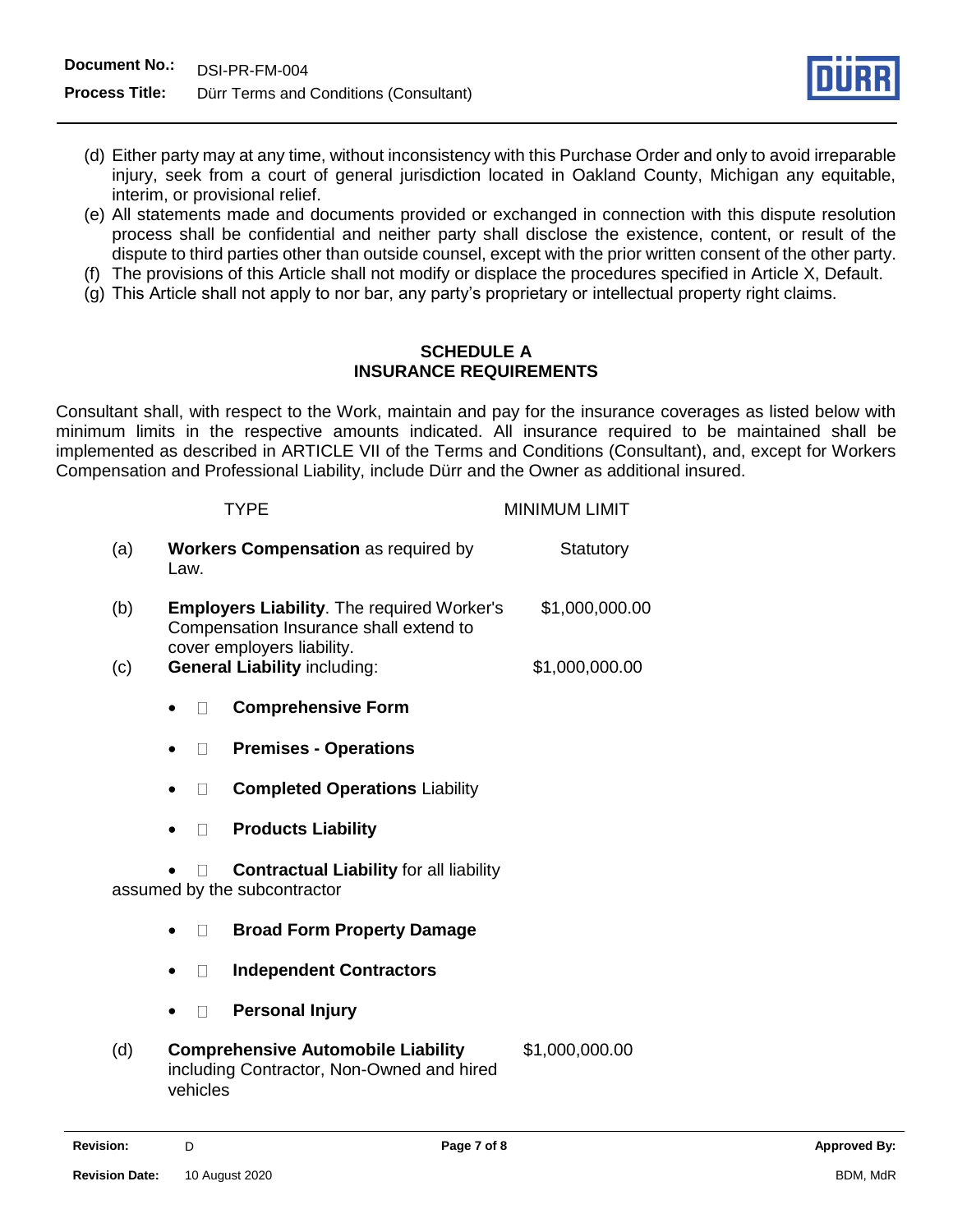(d) Either party may at any time, without inconsistency with this Purchase Order and only to avoid irreparable injury, seek from a court of general jurisdiction located in Oakland County, Michigan any equitable, interim, or provisional relief.

(e) All statements made and documents provided or exchanged in connection with this dispute resolution process shall be confidential and neither party shall disclose the existence, content, or result of the dispute to third parties other than outside counsel, except with the prior written consent of the other party.

(f) The provisions of this Article shall not modify or displace the procedures specified in Article X, Default.

(g) This Article shall not apply to nor bar, any party's proprietary or intellectual property right claims.

## SCHEDULE A
## INSURANCE REQUIREMENTS

Consultant shall, with respect to the Work, maintain and pay for the insurance coverages as listed below with minimum limits in the respective amounts indicated. All insurance required to be maintained shall be implemented as described in ARTICLE VII of the Terms and Conditions (Consultant), and, except for Workers Compensation and Professional Liability, include Dürr and the Owner as additional insured.

| | TYPE | MINIMUM LIMIT |
|---|---|---|
| (a) | **Workers Compensation** as required by Law. | Statutory |
| (b) | **Employers Liability**. The required Worker's Compensation Insurance shall extend to cover employers liability. | $1,000,000.00 |
| (c) | **General Liability** including: | $1,000,000.00 |
| (d) | **Comprehensive Automobile Liability** including Contractor, Non-Owned and hired vehicles | $1,000,000.00 |

General Liability (c) including:

- **Comprehensive Form**
- **Premises - Operations**
- **Completed Operations** Liability
- **Products Liability**
- **Contractual Liability** for all liability assumed by the subcontractor
- **Broad Form Property Damage**
- **Independent Contractors**
- **Personal Injury**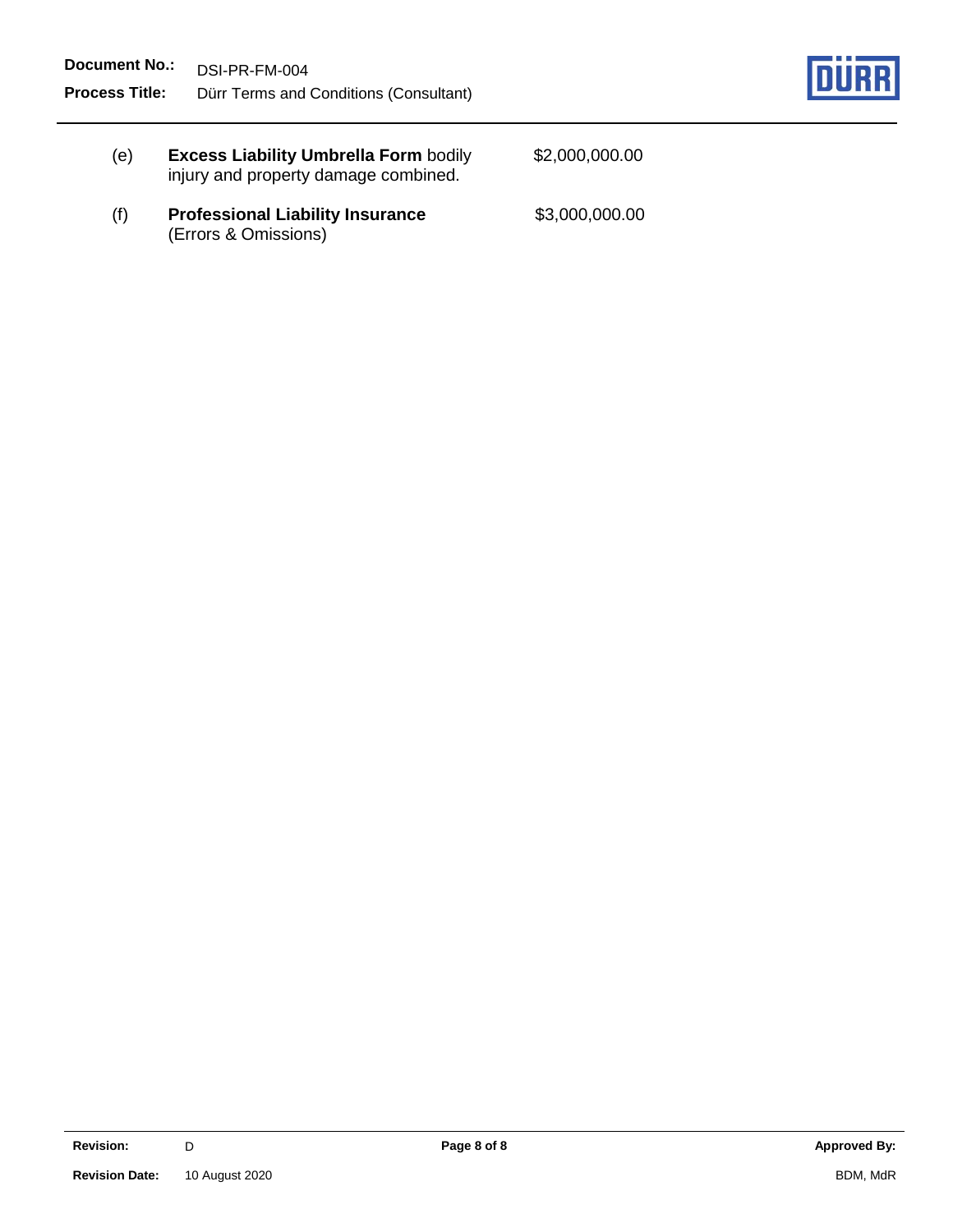| | | |
|---|---|---|
| (e) | **Excess Liability Umbrella Form** bodily injury and property damage combined. | $2,000,000.00 |
| (f) | **Professional Liability Insurance** (Errors & Omissions) | $3,000,000.00 |